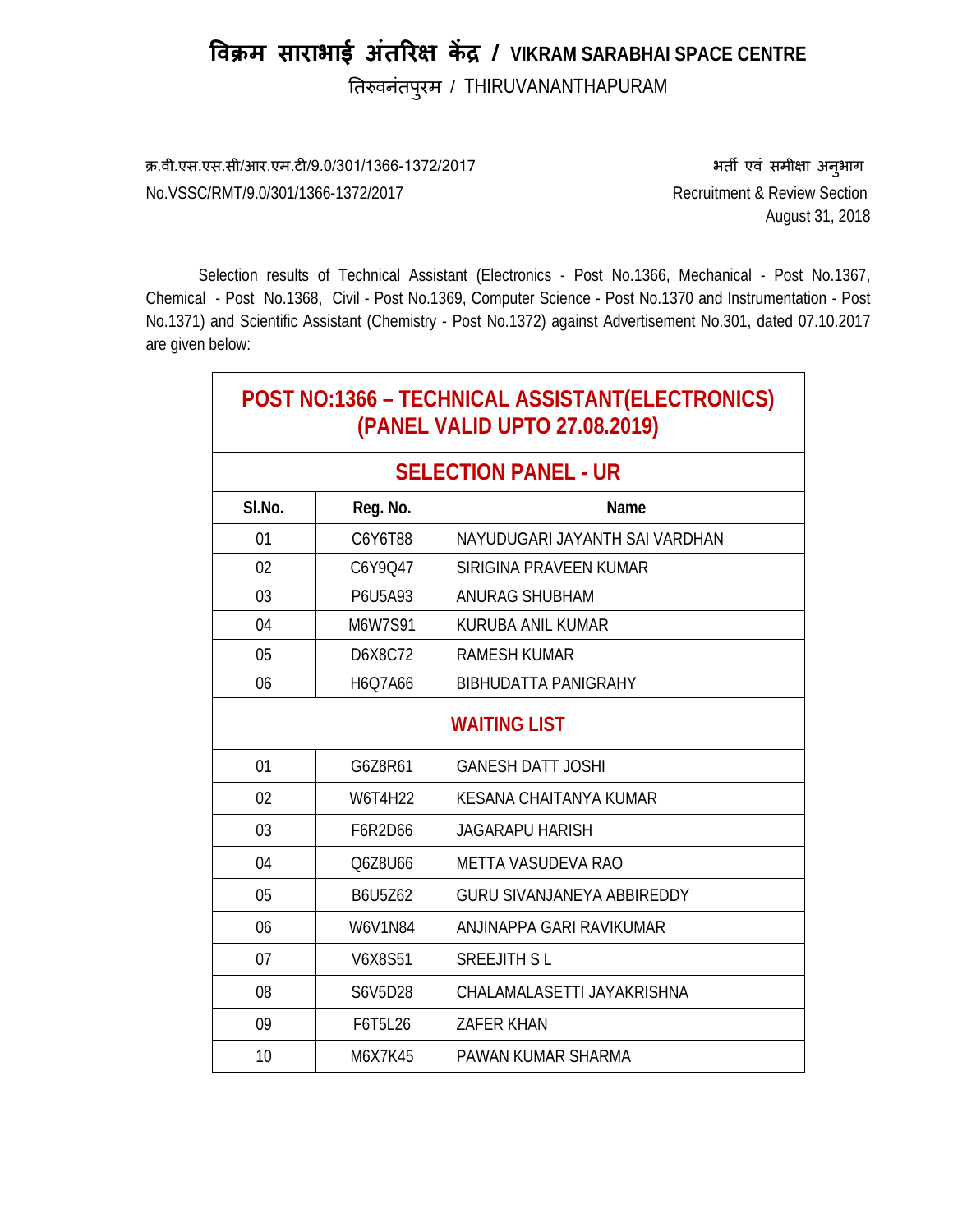# विक्रम साराभाई अंतरिक्ष केंद्र / VIKRAM SARABHAI SPACE CENTRE

तिरुवनंतपुरम / THIRUVANANTHAPURAM

क्र.वी.एस.एस.सी/आर.एम.टी/9.0/301/1366-1372/2017

No.VSSC/RMT/9.0/301/1366-1372/2017

भर्ती एवं समीक्षा अनुभाग

Recruitment & Review Section

August 31, 2018

Selection results of Technical Assistant (Electronics - Post No.1366, Mechanical - Post No.1367, Chemical - Post No.1368, Civil - Post No.1369, Computer Science - Post No.1370 and Instrumentation - Post No.1371) and Scientific Assistant (Chemistry - Post No.1372) against Advertisement No.301, dated 07.10.2017 are given below:

| POST NO:1366 – TECHNICAL ASSISTANT(ELECTRONICS) (PANEL VALID UPTO 27.08.2019) | | |
|---|---|---|
| **SELECTION PANEL - UR** | | |
| **Sl.No.** | **Reg. No.** | **Name** |
| 01 | C6Y6T88 | NAYUDUGARI JAYANTH SAI VARDHAN |
| 02 | C6Y9Q47 | SIRIGINA PRAVEEN KUMAR |
| 03 | P6U5A93 | ANURAG SHUBHAM |
| 04 | M6W7S91 | KURUBA ANIL KUMAR |
| 05 | D6X8C72 | RAMESH KUMAR |
| 06 | H6Q7A66 | BIBHUDATTA PANIGRAHY |
| **WAITING LIST** | | |
| 01 | G6Z8R61 | GANESH DATT JOSHI |
| 02 | W6T4H22 | KESANA CHAITANYA KUMAR |
| 03 | F6R2D66 | JAGARAPU HARISH |
| 04 | Q6Z8U66 | METTA VASUDEVA RAO |
| 05 | B6U5Z62 | GURU SIVANJANEYA ABBIREDDY |
| 06 | W6V1N84 | ANJINAPPA GARI RAVIKUMAR |
| 07 | V6X8S51 | SREEJITH S L |
| 08 | S6V5D28 | CHALAMALASETTI JAYAKRISHNA |
| 09 | F6T5L26 | ZAFER KHAN |
| 10 | M6X7K45 | PAWAN KUMAR SHARMA |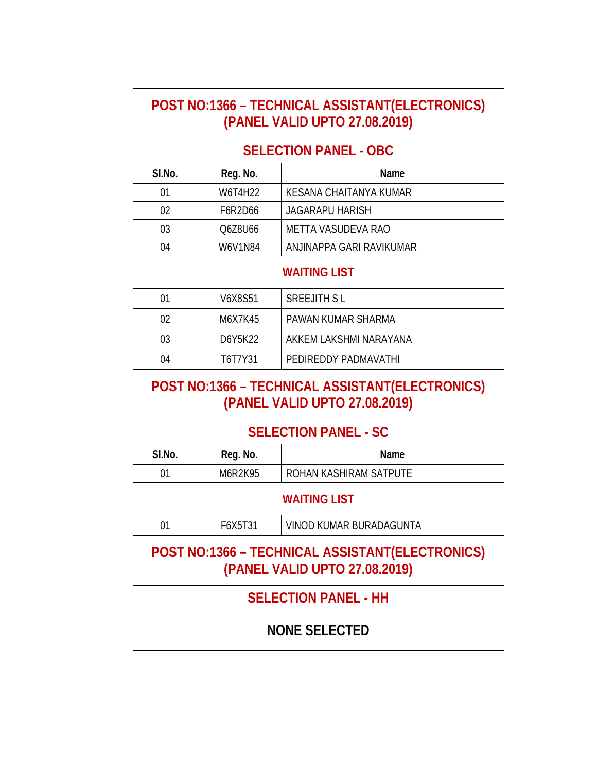## POST NO:1366 – TECHNICAL ASSISTANT(ELECTRONICS) (PANEL VALID UPTO 27.08.2019)

### SELECTION PANEL - OBC

| Sl.No. | Reg. No. | Name |
|---|---|---|
| 01 | W6T4H22 | KESANA CHAITANYA KUMAR |
| 02 | F6R2D66 | JAGARAPU HARISH |
| 03 | Q6Z8U66 | METTA VASUDEVA RAO |
| 04 | W6V1N84 | ANJINAPPA GARI RAVIKUMAR |

### WAITING LIST

| Sl.No. | Reg. No. | Name |
|---|---|---|
| 01 | V6X8S51 | SREEJITH S L |
| 02 | M6X7K45 | PAWAN KUMAR SHARMA |
| 03 | D6Y5K22 | AKKEM LAKSHMI NARAYANA |
| 04 | T6T7Y31 | PEDIREDDY PADMAVATHI |

## POST NO:1366 – TECHNICAL ASSISTANT(ELECTRONICS) (PANEL VALID UPTO 27.08.2019)

### SELECTION PANEL - SC

| Sl.No. | Reg. No. | Name |
|---|---|---|
| 01 | M6R2K95 | ROHAN KASHIRAM SATPUTE |

### WAITING LIST

| Sl.No. | Reg. No. | Name |
|---|---|---|
| 01 | F6X5T31 | VINOD KUMAR BURADAGUNTA |

## POST NO:1366 – TECHNICAL ASSISTANT(ELECTRONICS) (PANEL VALID UPTO 27.08.2019)

### SELECTION PANEL - HH

**NONE SELECTED**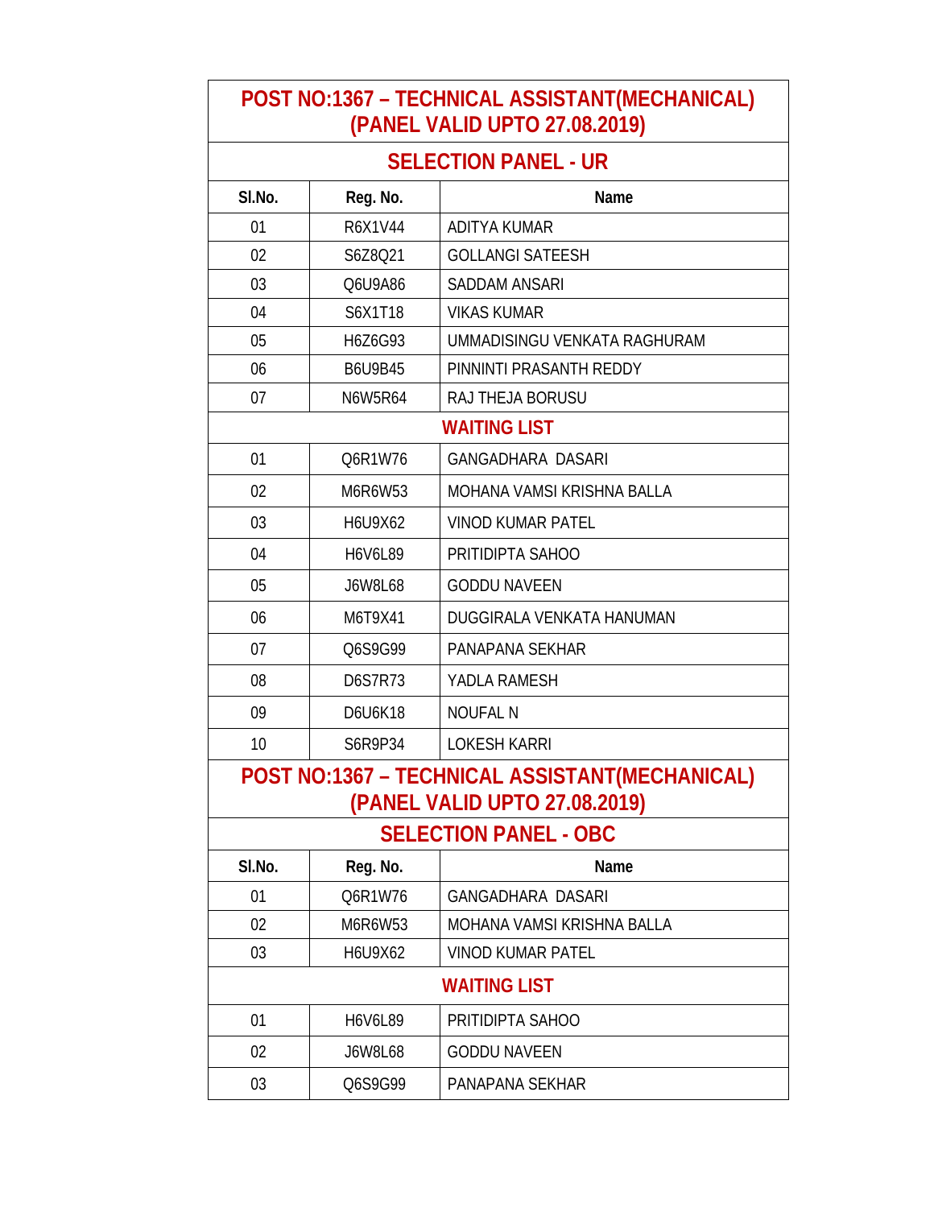## POST NO:1367 – TECHNICAL ASSISTANT(MECHANICAL) (PANEL VALID UPTO 27.08.2019)

### SELECTION PANEL - UR

| Sl.No. | Reg. No. | Name |
|---|---|---|
| 01 | R6X1V44 | ADITYA KUMAR |
| 02 | S6Z8Q21 | GOLLANGI SATEESH |
| 03 | Q6U9A86 | SADDAM ANSARI |
| 04 | S6X1T18 | VIKAS KUMAR |
| 05 | H6Z6G93 | UMMADISINGU VENKATA RAGHURAM |
| 06 | B6U9B45 | PINNINTI PRASANTH REDDY |
| 07 | N6W5R64 | RAJ THEJA BORUSU |
| **WAITING LIST** | | |
| 01 | Q6R1W76 | GANGADHARA DASARI |
| 02 | M6R6W53 | MOHANA VAMSI KRISHNA BALLA |
| 03 | H6U9X62 | VINOD KUMAR PATEL |
| 04 | H6V6L89 | PRITIDIPTA SAHOO |
| 05 | J6W8L68 | GODDU NAVEEN |
| 06 | M6T9X41 | DUGGIRALA VENKATA HANUMAN |
| 07 | Q6S9G99 | PANAPANA SEKHAR |
| 08 | D6S7R73 | YADLA RAMESH |
| 09 | D6U6K18 | NOUFAL N |
| 10 | S6R9P34 | LOKESH KARRI |

## POST NO:1367 – TECHNICAL ASSISTANT(MECHANICAL) (PANEL VALID UPTO 27.08.2019)

### SELECTION PANEL - OBC

| Sl.No. | Reg. No. | Name |
|---|---|---|
| 01 | Q6R1W76 | GANGADHARA DASARI |
| 02 | M6R6W53 | MOHANA VAMSI KRISHNA BALLA |
| 03 | H6U9X62 | VINOD KUMAR PATEL |
| **WAITING LIST** | | |
| 01 | H6V6L89 | PRITIDIPTA SAHOO |
| 02 | J6W8L68 | GODDU NAVEEN |
| 03 | Q6S9G99 | PANAPANA SEKHAR |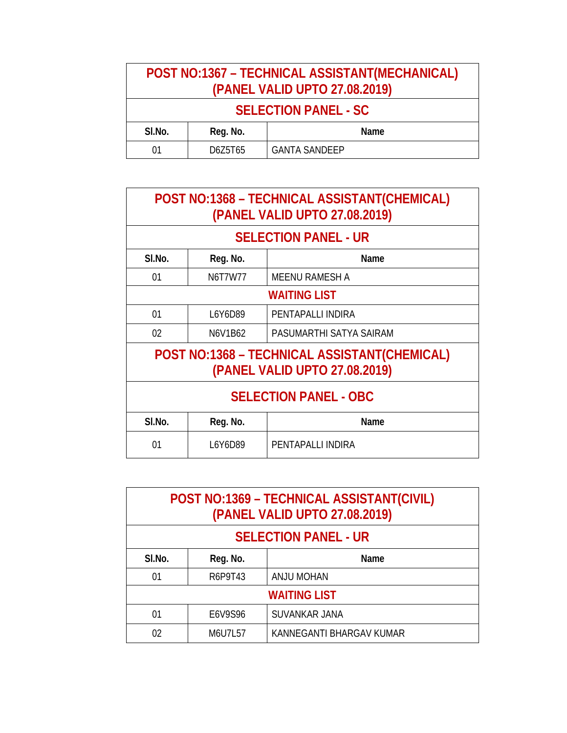| POST NO:1367 – TECHNICAL ASSISTANT(MECHANICAL) (PANEL VALID UPTO 27.08.2019) | | |
|---|---|---|
| **SELECTION PANEL - SC** | | |
| **Sl.No.** | **Reg. No.** | **Name** |
| 01 | D6Z5T65 | GANTA SANDEEP |

| POST NO:1368 – TECHNICAL ASSISTANT(CHEMICAL) (PANEL VALID UPTO 27.08.2019) | | |
|---|---|---|
| **SELECTION PANEL - UR** | | |
| **Sl.No.** | **Reg. No.** | **Name** |
| 01 | N6T7W77 | MEENU RAMESH A |
| **WAITING LIST** | | |
| 01 | L6Y6D89 | PENTAPALLI INDIRA |
| 02 | N6V1B62 | PASUMARTHI SATYA SAIRAM |
| **POST NO:1368 – TECHNICAL ASSISTANT(CHEMICAL) (PANEL VALID UPTO 27.08.2019)** | | |
| **SELECTION PANEL - OBC** | | |
| **Sl.No.** | **Reg. No.** | **Name** |
| 01 | L6Y6D89 | PENTAPALLI INDIRA |

| POST NO:1369 – TECHNICAL ASSISTANT(CIVIL) (PANEL VALID UPTO 27.08.2019) | | |
|---|---|---|
| **SELECTION PANEL - UR** | | |
| **Sl.No.** | **Reg. No.** | **Name** |
| 01 | R6P9T43 | ANJU MOHAN |
| **WAITING LIST** | | |
| 01 | E6V9S96 | SUVANKAR JANA |
| 02 | M6U7L57 | KANNEGANTI BHARGAV KUMAR |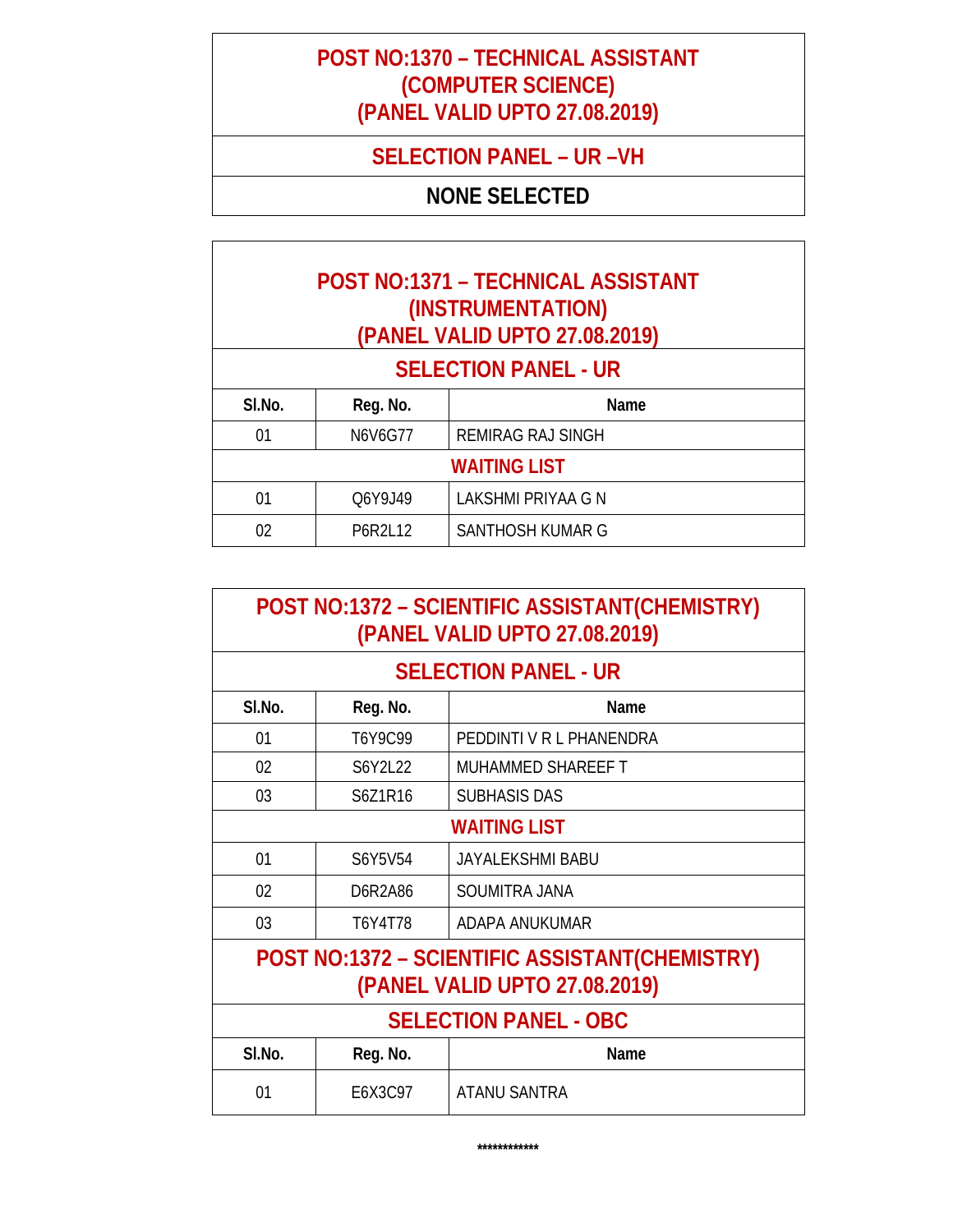## POST NO:1370 – TECHNICAL ASSISTANT (COMPUTER SCIENCE) (PANEL VALID UPTO 27.08.2019)

### SELECTION PANEL – UR –VH

**NONE SELECTED**

## POST NO:1371 – TECHNICAL ASSISTANT (INSTRUMENTATION) (PANEL VALID UPTO 27.08.2019)

### SELECTION PANEL - UR

| Sl.No. | Reg. No. | Name |
|---|---|---|
| 01 | N6V6G77 | REMIRAG RAJ SINGH |
| **WAITING LIST** | | |
| 01 | Q6Y9J49 | LAKSHMI PRIYAA G N |
| 02 | P6R2L12 | SANTHOSH KUMAR G |

## POST NO:1372 – SCIENTIFIC ASSISTANT(CHEMISTRY) (PANEL VALID UPTO 27.08.2019)

### SELECTION PANEL - UR

| Sl.No. | Reg. No. | Name |
|---|---|---|
| 01 | T6Y9C99 | PEDDINTI V R L PHANENDRA |
| 02 | S6Y2L22 | MUHAMMED SHAREEF T |
| 03 | S6Z1R16 | SUBHASIS DAS |
| **WAITING LIST** | | |
| 01 | S6Y5V54 | JAYALEKSHMI BABU |
| 02 | D6R2A86 | SOUMITRA JANA |
| 03 | T6Y4T78 | ADAPA ANUKUMAR |

## POST NO:1372 – SCIENTIFIC ASSISTANT(CHEMISTRY) (PANEL VALID UPTO 27.08.2019)

### SELECTION PANEL - OBC

| Sl.No. | Reg. No. | Name |
|---|---|---|
| 01 | E6X3C97 | ATANU SANTRA |

************